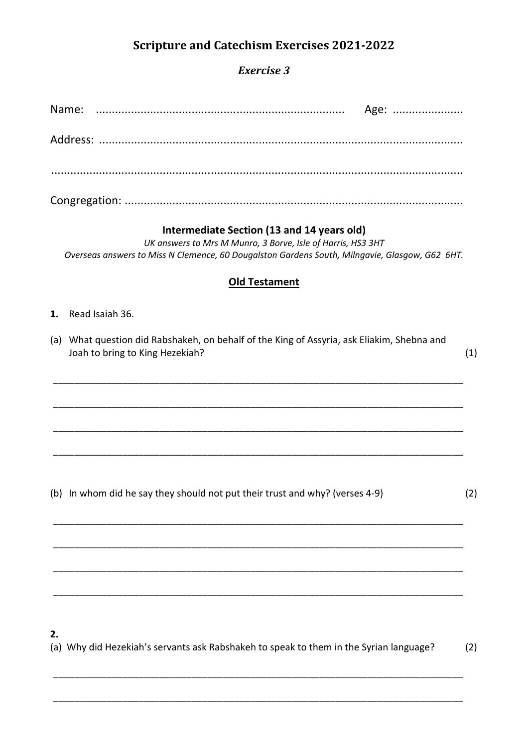# Scripture and Catechism Exercises 2021-2022

## *Exercise 3*

Name: ............................................................................ Age: ......................

Address: ..................................................................................................

..................................................................................................................

Congregation: ..........................................................................................

### Intermediate Section (13 and 14 years old)

*UK answers to Mrs M Munro, 3 Borve, Isle of Harris, HS3 3HT*
*Overseas answers to Miss N Clemence, 60 Dougalston Gardens South, Milngavie, Glasgow, G62 6HT.*

## Old Testament

**1.** Read Isaiah 36.

(a) What question did Rabshakeh, on behalf of the King of Assyria, ask Eliakim, Shebna and Joah to bring to King Hezekiah? (1)

___________________________________________________________________________

___________________________________________________________________________

___________________________________________________________________________

___________________________________________________________________________

(b) In whom did he say they should not put their trust and why? (verses 4-9) (2)

___________________________________________________________________________

___________________________________________________________________________

___________________________________________________________________________

___________________________________________________________________________

**2.**

(a) Why did Hezekiah's servants ask Rabshakeh to speak to them in the Syrian language? (2)

___________________________________________________________________________

___________________________________________________________________________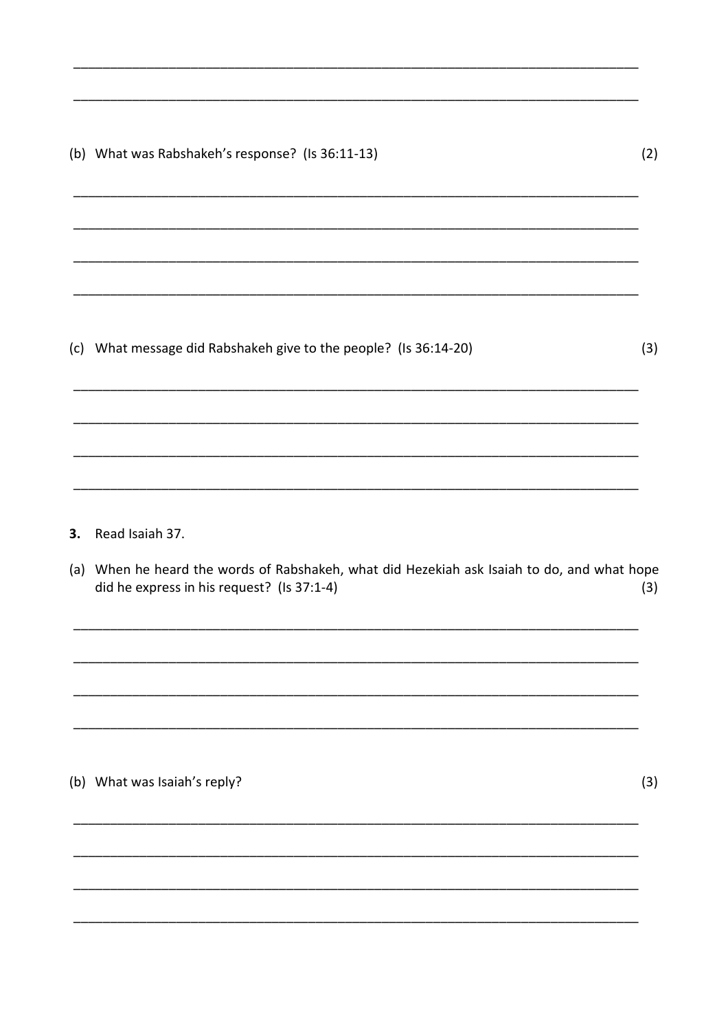\_\_\_\_\_\_\_\_\_\_\_\_\_\_\_\_\_\_\_\_\_\_\_\_\_\_\_\_\_\_\_\_\_\_\_\_\_\_\_\_\_\_\_\_\_\_\_\_\_\_\_\_\_\_\_\_\_\_\_\_\_\_\_\_\_\_\_\_\_\_\_\_

\_\_\_\_\_\_\_\_\_\_\_\_\_\_\_\_\_\_\_\_\_\_\_\_\_\_\_\_\_\_\_\_\_\_\_\_\_\_\_\_\_\_\_\_\_\_\_\_\_\_\_\_\_\_\_\_\_\_\_\_\_\_\_\_\_\_\_\_\_\_\_\_

(b) What was Rabshakeh's response? (Is 36:11-13) (2)

\_\_\_\_\_\_\_\_\_\_\_\_\_\_\_\_\_\_\_\_\_\_\_\_\_\_\_\_\_\_\_\_\_\_\_\_\_\_\_\_\_\_\_\_\_\_\_\_\_\_\_\_\_\_\_\_\_\_\_\_\_\_\_\_\_\_\_\_\_\_\_\_

\_\_\_\_\_\_\_\_\_\_\_\_\_\_\_\_\_\_\_\_\_\_\_\_\_\_\_\_\_\_\_\_\_\_\_\_\_\_\_\_\_\_\_\_\_\_\_\_\_\_\_\_\_\_\_\_\_\_\_\_\_\_\_\_\_\_\_\_\_\_\_\_

\_\_\_\_\_\_\_\_\_\_\_\_\_\_\_\_\_\_\_\_\_\_\_\_\_\_\_\_\_\_\_\_\_\_\_\_\_\_\_\_\_\_\_\_\_\_\_\_\_\_\_\_\_\_\_\_\_\_\_\_\_\_\_\_\_\_\_\_\_\_\_\_

\_\_\_\_\_\_\_\_\_\_\_\_\_\_\_\_\_\_\_\_\_\_\_\_\_\_\_\_\_\_\_\_\_\_\_\_\_\_\_\_\_\_\_\_\_\_\_\_\_\_\_\_\_\_\_\_\_\_\_\_\_\_\_\_\_\_\_\_\_\_\_\_

(c) What message did Rabshakeh give to the people? (Is 36:14-20) (3)

\_\_\_\_\_\_\_\_\_\_\_\_\_\_\_\_\_\_\_\_\_\_\_\_\_\_\_\_\_\_\_\_\_\_\_\_\_\_\_\_\_\_\_\_\_\_\_\_\_\_\_\_\_\_\_\_\_\_\_\_\_\_\_\_\_\_\_\_\_\_\_\_

\_\_\_\_\_\_\_\_\_\_\_\_\_\_\_\_\_\_\_\_\_\_\_\_\_\_\_\_\_\_\_\_\_\_\_\_\_\_\_\_\_\_\_\_\_\_\_\_\_\_\_\_\_\_\_\_\_\_\_\_\_\_\_\_\_\_\_\_\_\_\_\_

\_\_\_\_\_\_\_\_\_\_\_\_\_\_\_\_\_\_\_\_\_\_\_\_\_\_\_\_\_\_\_\_\_\_\_\_\_\_\_\_\_\_\_\_\_\_\_\_\_\_\_\_\_\_\_\_\_\_\_\_\_\_\_\_\_\_\_\_\_\_\_\_

\_\_\_\_\_\_\_\_\_\_\_\_\_\_\_\_\_\_\_\_\_\_\_\_\_\_\_\_\_\_\_\_\_\_\_\_\_\_\_\_\_\_\_\_\_\_\_\_\_\_\_\_\_\_\_\_\_\_\_\_\_\_\_\_\_\_\_\_\_\_\_\_

**3.** Read Isaiah 37.

(a) When he heard the words of Rabshakeh, what did Hezekiah ask Isaiah to do, and what hope did he express in his request? (Is 37:1-4) (3)

\_\_\_\_\_\_\_\_\_\_\_\_\_\_\_\_\_\_\_\_\_\_\_\_\_\_\_\_\_\_\_\_\_\_\_\_\_\_\_\_\_\_\_\_\_\_\_\_\_\_\_\_\_\_\_\_\_\_\_\_\_\_\_\_\_\_\_\_\_\_\_\_

\_\_\_\_\_\_\_\_\_\_\_\_\_\_\_\_\_\_\_\_\_\_\_\_\_\_\_\_\_\_\_\_\_\_\_\_\_\_\_\_\_\_\_\_\_\_\_\_\_\_\_\_\_\_\_\_\_\_\_\_\_\_\_\_\_\_\_\_\_\_\_\_

\_\_\_\_\_\_\_\_\_\_\_\_\_\_\_\_\_\_\_\_\_\_\_\_\_\_\_\_\_\_\_\_\_\_\_\_\_\_\_\_\_\_\_\_\_\_\_\_\_\_\_\_\_\_\_\_\_\_\_\_\_\_\_\_\_\_\_\_\_\_\_\_

\_\_\_\_\_\_\_\_\_\_\_\_\_\_\_\_\_\_\_\_\_\_\_\_\_\_\_\_\_\_\_\_\_\_\_\_\_\_\_\_\_\_\_\_\_\_\_\_\_\_\_\_\_\_\_\_\_\_\_\_\_\_\_\_\_\_\_\_\_\_\_\_

(b) What was Isaiah's reply? (3)

\_\_\_\_\_\_\_\_\_\_\_\_\_\_\_\_\_\_\_\_\_\_\_\_\_\_\_\_\_\_\_\_\_\_\_\_\_\_\_\_\_\_\_\_\_\_\_\_\_\_\_\_\_\_\_\_\_\_\_\_\_\_\_\_\_\_\_\_\_\_\_\_

\_\_\_\_\_\_\_\_\_\_\_\_\_\_\_\_\_\_\_\_\_\_\_\_\_\_\_\_\_\_\_\_\_\_\_\_\_\_\_\_\_\_\_\_\_\_\_\_\_\_\_\_\_\_\_\_\_\_\_\_\_\_\_\_\_\_\_\_\_\_\_\_

\_\_\_\_\_\_\_\_\_\_\_\_\_\_\_\_\_\_\_\_\_\_\_\_\_\_\_\_\_\_\_\_\_\_\_\_\_\_\_\_\_\_\_\_\_\_\_\_\_\_\_\_\_\_\_\_\_\_\_\_\_\_\_\_\_\_\_\_\_\_\_\_

\_\_\_\_\_\_\_\_\_\_\_\_\_\_\_\_\_\_\_\_\_\_\_\_\_\_\_\_\_\_\_\_\_\_\_\_\_\_\_\_\_\_\_\_\_\_\_\_\_\_\_\_\_\_\_\_\_\_\_\_\_\_\_\_\_\_\_\_\_\_\_\_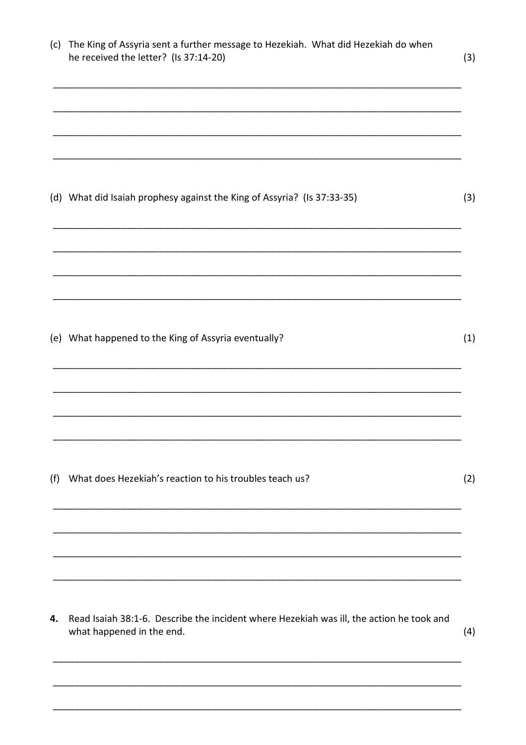(c) The King of Assyria sent a further message to Hezekiah. What did Hezekiah do when he received the letter? (Is 37:14-20) (3)

___________________________________________________________________________

___________________________________________________________________________

___________________________________________________________________________

___________________________________________________________________________

(d) What did Isaiah prophesy against the King of Assyria? (Is 37:33-35) (3)

___________________________________________________________________________

___________________________________________________________________________

___________________________________________________________________________

___________________________________________________________________________

(e) What happened to the King of Assyria eventually? (1)

___________________________________________________________________________

___________________________________________________________________________

___________________________________________________________________________

___________________________________________________________________________

(f) What does Hezekiah's reaction to his troubles teach us? (2)

___________________________________________________________________________

___________________________________________________________________________

___________________________________________________________________________

___________________________________________________________________________

**4.** Read Isaiah 38:1-6. Describe the incident where Hezekiah was ill, the action he took and what happened in the end. (4)

___________________________________________________________________________

___________________________________________________________________________

___________________________________________________________________________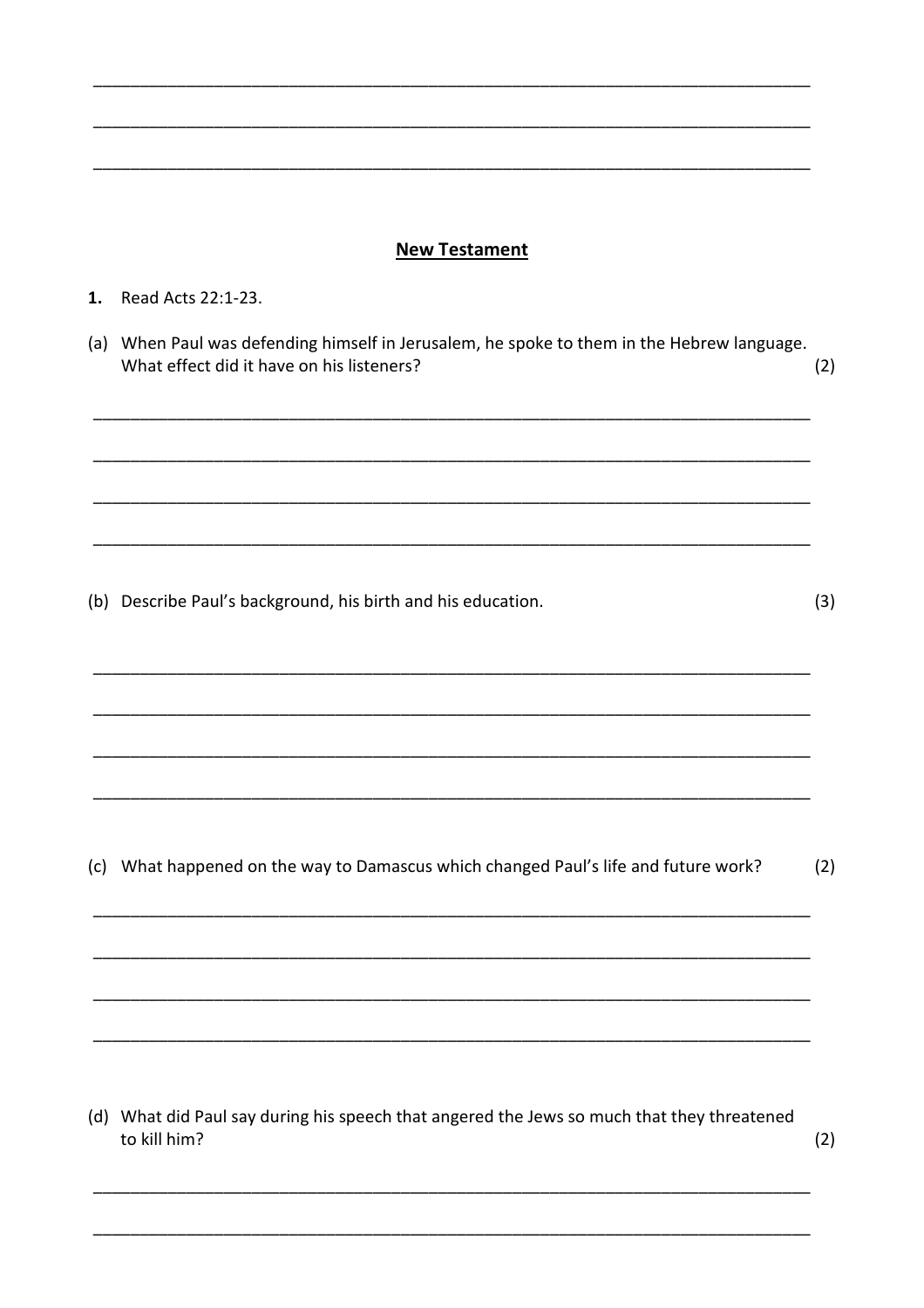## New Testament

**1.** Read Acts 22:1-23.

(a) When Paul was defending himself in Jerusalem, he spoke to them in the Hebrew language. What effect did it have on his listeners? (2)

(b) Describe Paul's background, his birth and his education. (3)

(c) What happened on the way to Damascus which changed Paul's life and future work? (2)

(d) What did Paul say during his speech that angered the Jews so much that they threatened to kill him? (2)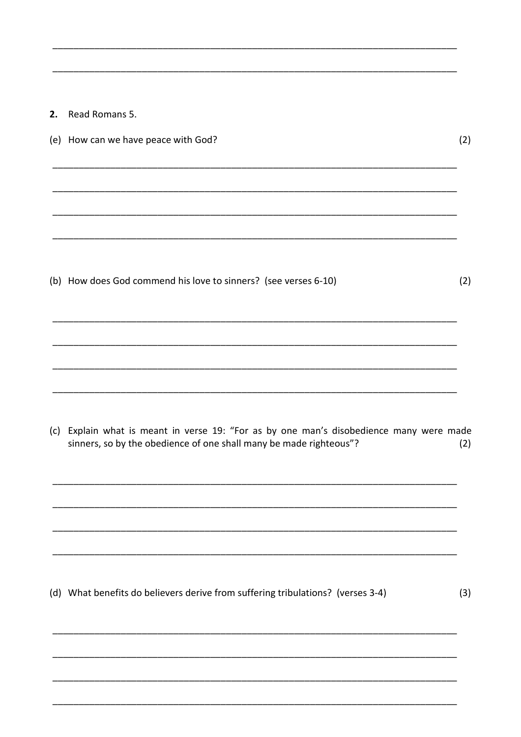2. Read Romans 5.

(e) How can we have peace with God? (2)

(b) How does God commend his love to sinners? (see verses 6-10) (2)

(c) Explain what is meant in verse 19: "For as by one man's disobedience many were made sinners, so by the obedience of one shall many be made righteous"? (2)

(d) What benefits do believers derive from suffering tribulations? (verses 3-4) (3)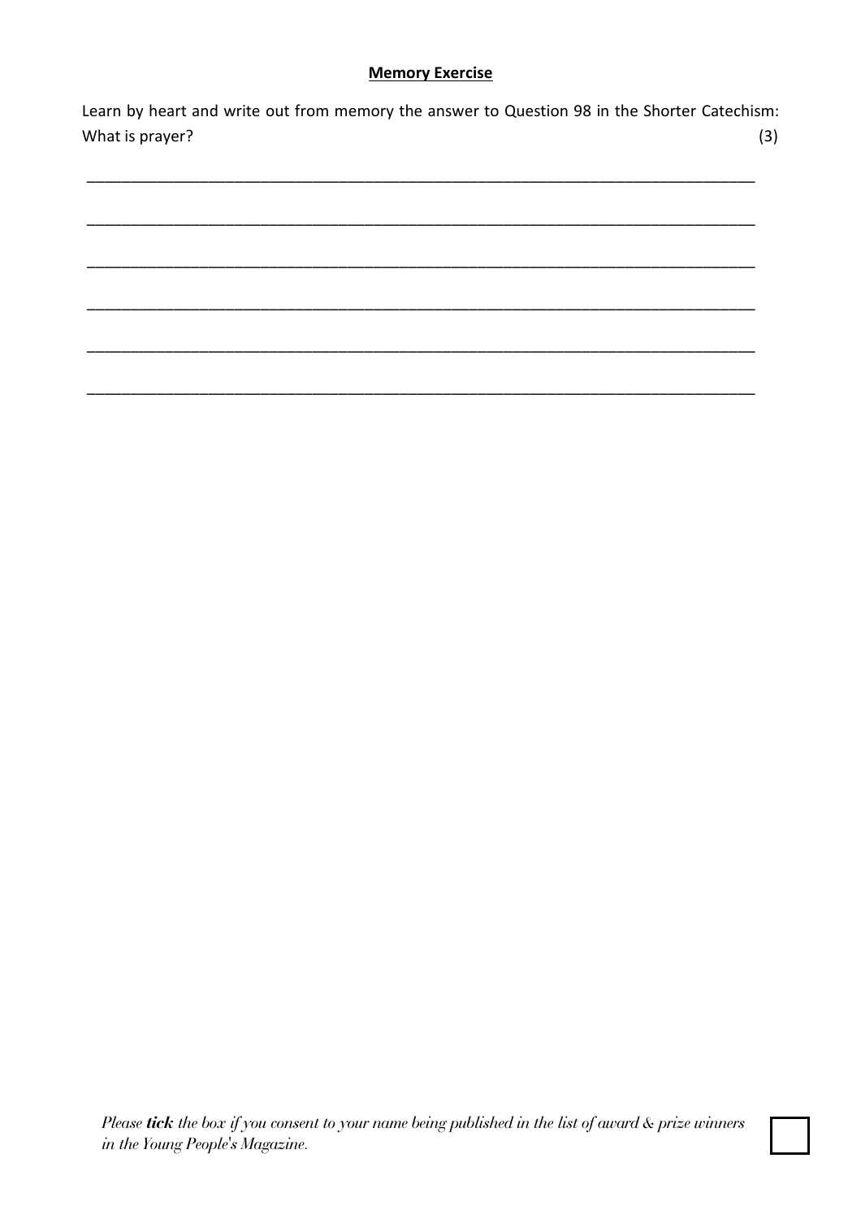**Memory Exercise**

Learn by heart and write out from memory the answer to Question 98 in the Shorter Catechism: What is prayer? (3)

\_\_\_\_\_\_\_\_\_\_\_\_\_\_\_\_\_\_\_\_\_\_\_\_\_\_\_\_\_\_\_\_\_\_\_\_\_\_\_\_\_\_\_\_\_\_\_\_\_\_\_\_\_\_\_\_\_\_\_\_\_\_\_\_\_\_\_\_\_\_\_\_

\_\_\_\_\_\_\_\_\_\_\_\_\_\_\_\_\_\_\_\_\_\_\_\_\_\_\_\_\_\_\_\_\_\_\_\_\_\_\_\_\_\_\_\_\_\_\_\_\_\_\_\_\_\_\_\_\_\_\_\_\_\_\_\_\_\_\_\_\_\_\_\_

\_\_\_\_\_\_\_\_\_\_\_\_\_\_\_\_\_\_\_\_\_\_\_\_\_\_\_\_\_\_\_\_\_\_\_\_\_\_\_\_\_\_\_\_\_\_\_\_\_\_\_\_\_\_\_\_\_\_\_\_\_\_\_\_\_\_\_\_\_\_\_\_

\_\_\_\_\_\_\_\_\_\_\_\_\_\_\_\_\_\_\_\_\_\_\_\_\_\_\_\_\_\_\_\_\_\_\_\_\_\_\_\_\_\_\_\_\_\_\_\_\_\_\_\_\_\_\_\_\_\_\_\_\_\_\_\_\_\_\_\_\_\_\_\_

\_\_\_\_\_\_\_\_\_\_\_\_\_\_\_\_\_\_\_\_\_\_\_\_\_\_\_\_\_\_\_\_\_\_\_\_\_\_\_\_\_\_\_\_\_\_\_\_\_\_\_\_\_\_\_\_\_\_\_\_\_\_\_\_\_\_\_\_\_\_\_\_

\_\_\_\_\_\_\_\_\_\_\_\_\_\_\_\_\_\_\_\_\_\_\_\_\_\_\_\_\_\_\_\_\_\_\_\_\_\_\_\_\_\_\_\_\_\_\_\_\_\_\_\_\_\_\_\_\_\_\_\_\_\_\_\_\_\_\_\_\_\_\_\_

*Please **tick** the box if you consent to your name being published in the list of award & prize winners in the Young People's Magazine.* ☐